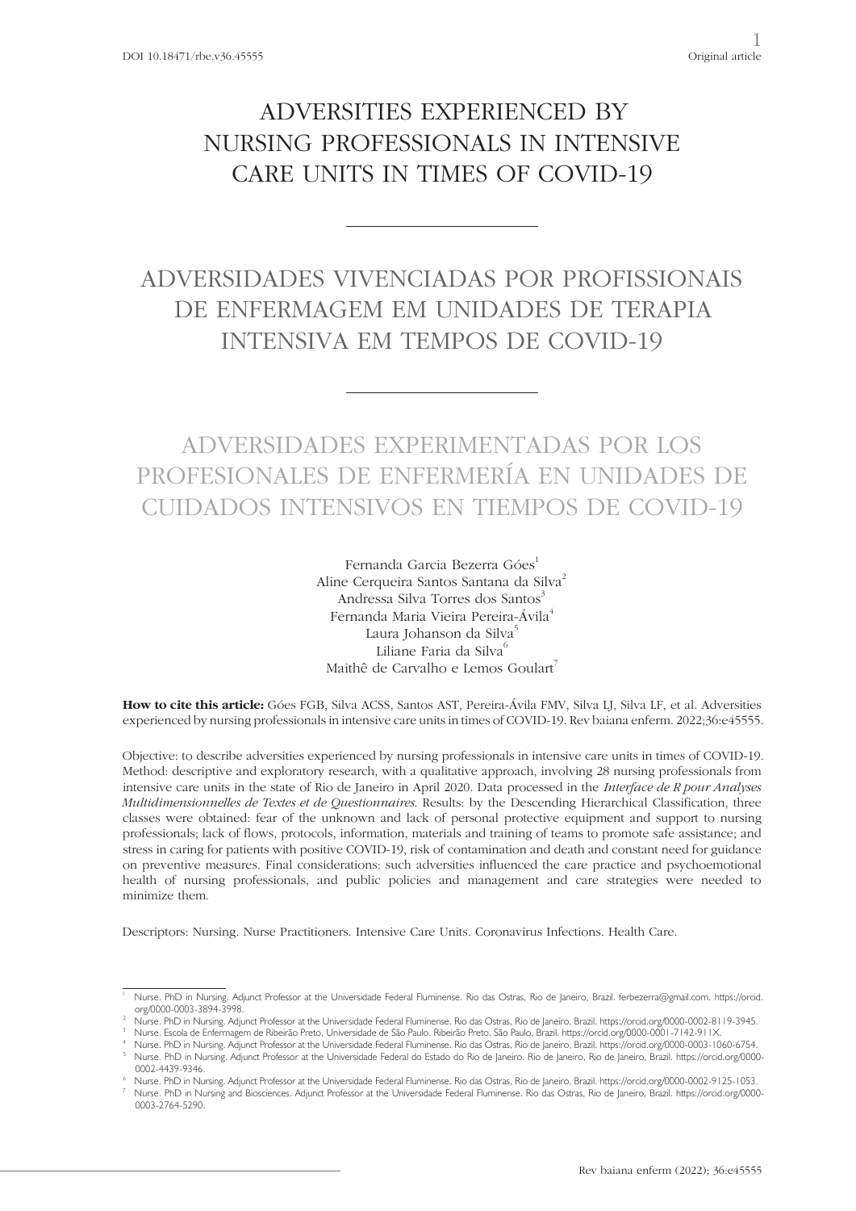DOI 10.18471/rbe.v36.45555

Original article

# ADVERSITIES EXPERIENCED BY NURSING PROFESSIONALS IN INTENSIVE CARE UNITS IN TIMES OF COVID-19

# ADVERSIDADES VIVENCIADAS POR PROFISSIONAIS DE ENFERMAGEM EM UNIDADES DE TERAPIA INTENSIVA EM TEMPOS DE COVID-19

# ADVERSIDADES EXPERIMENTADAS POR LOS PROFESIONALES DE ENFERMERÍA EN UNIDADES DE CUIDADOS INTENSIVOS EN TIEMPOS DE COVID-19

Fernanda Garcia Bezerra Góes[1]
Aline Cerqueira Santos Santana da Silva[2]
Andressa Silva Torres dos Santos[3]
Fernanda Maria Vieira Pereira-Ávila[4]
Laura Johanson da Silva[5]
Liliane Faria da Silva[6]
Maithê de Carvalho e Lemos Goulart[7]

**How to cite this article:** Góes FGB, Silva ACSS, Santos AST, Pereira-Ávila FMV, Silva LJ, Silva LF, et al. Adversities experienced by nursing professionals in intensive care units in times of COVID-19. Rev baiana enferm. 2022;36:e45555.

Objective: to describe adversities experienced by nursing professionals in intensive care units in times of COVID-19. Method: descriptive and exploratory research, with a qualitative approach, involving 28 nursing professionals from intensive care units in the state of Rio de Janeiro in April 2020. Data processed in the *Interface de R pour Analyses Multidimensionnelles de Textes et de Questionnaires*. Results: by the Descending Hierarchical Classification, three classes were obtained: fear of the unknown and lack of personal protective equipment and support to nursing professionals; lack of flows, protocols, information, materials and training of teams to promote safe assistance; and stress in caring for patients with positive COVID-19, risk of contamination and death and constant need for guidance on preventive measures. Final considerations: such adversities influenced the care practice and psychoemotional health of nursing professionals, and public policies and management and care strategies were needed to minimize them.

Descriptors: Nursing. Nurse Practitioners. Intensive Care Units. Coronavirus Infections. Health Care.

---

[1] Nurse. PhD in Nursing. Adjunct Professor at the Universidade Federal Fluminense. Rio das Ostras, Rio de Janeiro, Brazil. ferbezerra@gmail.com. https://orcid.org/0000-0003-3894-3998.
[2] Nurse. PhD in Nursing. Adjunct Professor at the Universidade Federal Fluminense. Rio das Ostras, Rio de Janeiro, Brazil. https://orcid.org/0000-0002-8119-3945.
[3] Nurse. Escola de Enfermagem de Ribeirão Preto, Universidade de São Paulo. Ribeirão Preto, São Paulo, Brazil. https://orcid.org/0000-0001-7142-911X.
[4] Nurse. PhD in Nursing. Adjunct Professor at the Universidade Federal Fluminense. Rio das Ostras, Rio de Janeiro, Brazil. https://orcid.org/0000-0003-1060-6754.
[5] Nurse. PhD in Nursing. Adjunct Professor at the Universidade Federal do Estado do Rio de Janeiro. Rio de Janeiro, Rio de Janeiro, Brazil. https://orcid.org/0000-0002-4439-9346.
[6] Nurse. PhD in Nursing. Adjunct Professor at the Universidade Federal Fluminense. Rio das Ostras, Rio de Janeiro, Brazil. https://orcid.org/0000-0002-9125-1053.
[7] Nurse. PhD in Nursing and Biosciences. Adjunct Professor at the Universidade Federal Fluminense. Rio das Ostras, Rio de Janeiro, Brazil. https://orcid.org/0000-0003-2764-5290.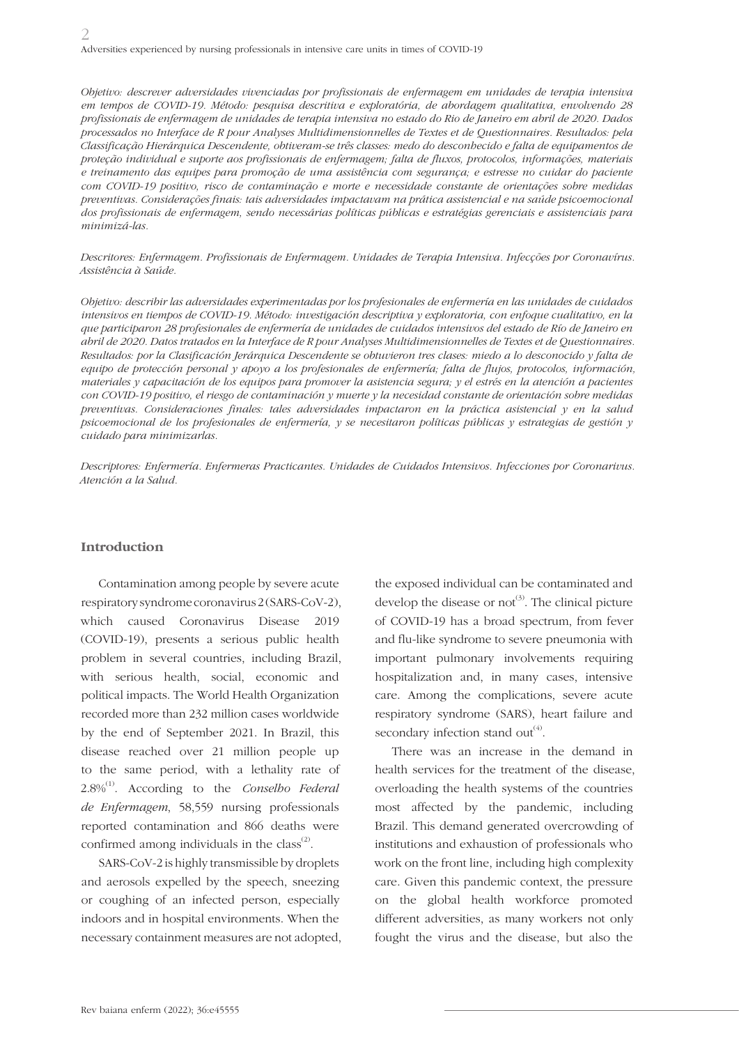*Objetivo: descrever adversidades vivenciadas por profissionais de enfermagem em unidades de terapia intensiva em tempos de COVID-19. Método: pesquisa descritiva e exploratória, de abordagem qualitativa, envolvendo 28 profissionais de enfermagem de unidades de terapia intensiva no estado do Rio de Janeiro em abril de 2020. Dados processados no Interface de R pour Analyses Multidimensionnelles de Textes et de Questionnaires. Resultados: pela Classificação Hierárquica Descendente, obtiveram-se três classes: medo do desconhecido e falta de equipamentos de proteção individual e suporte aos profissionais de enfermagem; falta de fluxos, protocolos, informações, materiais e treinamento das equipes para promoção de uma assistência com segurança; e estresse no cuidar do paciente com COVID-19 positivo, risco de contaminação e morte e necessidade constante de orientações sobre medidas preventivas. Considerações finais: tais adversidades impactavam na prática assistencial e na saúde psicoemocional dos profissionais de enfermagem, sendo necessárias políticas públicas e estratégias gerenciais e assistenciais para minimizá-las.*

*Descritores: Enfermagem. Profissionais de Enfermagem. Unidades de Terapia Intensiva. Infecções por Coronavírus. Assistência à Saúde.*

*Objetivo: describir las adversidades experimentadas por los profesionales de enfermería en las unidades de cuidados intensivos en tiempos de COVID-19. Método: investigación descriptiva y exploratoria, con enfoque cualitativo, en la que participaron 28 profesionales de enfermería de unidades de cuidados intensivos del estado de Río de Janeiro en abril de 2020. Datos tratados en la Interface de R pour Analyses Multidimensionnelles de Textes et de Questionnaires. Resultados: por la Clasificación Jerárquica Descendente se obtuvieron tres clases: miedo a lo desconocido y falta de equipo de protección personal y apoyo a los profesionales de enfermería; falta de flujos, protocolos, información, materiales y capacitación de los equipos para promover la asistencia segura; y el estrés en la atención a pacientes con COVID-19 positivo, el riesgo de contaminación y muerte y la necesidad constante de orientación sobre medidas preventivas. Consideraciones finales: tales adversidades impactaron en la práctica asistencial y en la salud psicoemocional de los profesionales de enfermería, y se necesitaron políticas públicas y estrategias de gestión y cuidado para minimizarlas.*

*Descriptores: Enfermería. Enfermeras Practicantes. Unidades de Cuidados Intensivos. Infecciones por Coronarivus. Atención a la Salud.*

## Introduction

Contamination among people by severe acute respiratory syndrome coronavirus 2 (SARS-CoV-2), which caused Coronavirus Disease 2019 (COVID-19), presents a serious public health problem in several countries, including Brazil, with serious health, social, economic and political impacts. The World Health Organization recorded more than 232 million cases worldwide by the end of September 2021. In Brazil, this disease reached over 21 million people up to the same period, with a lethality rate of 2.8%[1]. According to the *Conselho Federal de Enfermagem*, 58,559 nursing professionals reported contamination and 866 deaths were confirmed among individuals in the class[2].

SARS-CoV-2 is highly transmissible by droplets and aerosols expelled by the speech, sneezing or coughing of an infected person, especially indoors and in hospital environments. When the necessary containment measures are not adopted, the exposed individual can be contaminated and develop the disease or not[3]. The clinical picture of COVID-19 has a broad spectrum, from fever and flu-like syndrome to severe pneumonia with important pulmonary involvements requiring hospitalization and, in many cases, intensive care. Among the complications, severe acute respiratory syndrome (SARS), heart failure and secondary infection stand out[4].

There was an increase in the demand in health services for the treatment of the disease, overloading the health systems of the countries most affected by the pandemic, including Brazil. This demand generated overcrowding of institutions and exhaustion of professionals who work on the front line, including high complexity care. Given this pandemic context, the pressure on the global health workforce promoted different adversities, as many workers not only fought the virus and the disease, but also the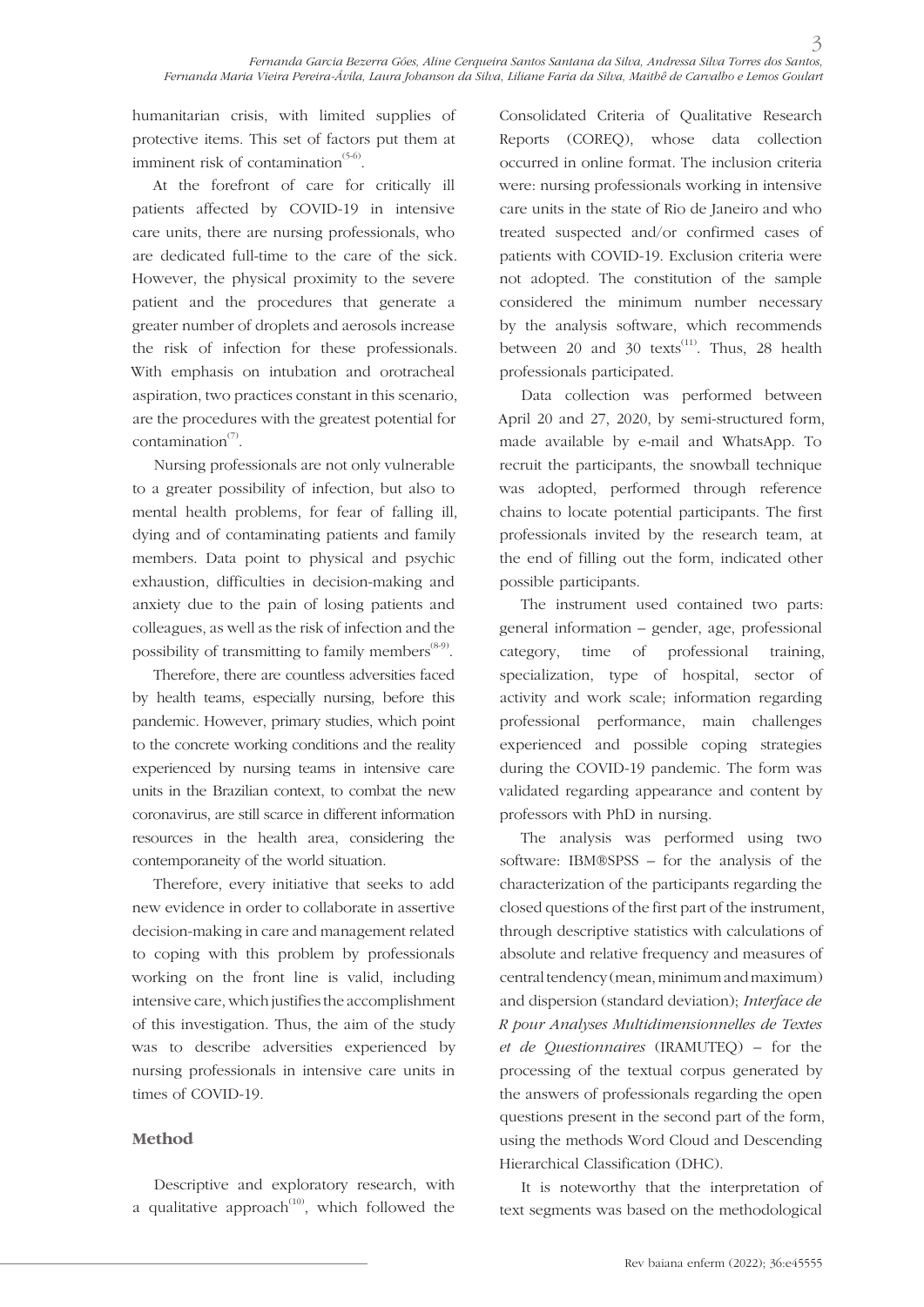humanitarian crisis, with limited supplies of protective items. This set of factors put them at imminent risk of contamination[5-6].

At the forefront of care for critically ill patients affected by COVID-19 in intensive care units, there are nursing professionals, who are dedicated full-time to the care of the sick. However, the physical proximity to the severe patient and the procedures that generate a greater number of droplets and aerosols increase the risk of infection for these professionals. With emphasis on intubation and orotracheal aspiration, two practices constant in this scenario, are the procedures with the greatest potential for contamination[7].

Nursing professionals are not only vulnerable to a greater possibility of infection, but also to mental health problems, for fear of falling ill, dying and of contaminating patients and family members. Data point to physical and psychic exhaustion, difficulties in decision-making and anxiety due to the pain of losing patients and colleagues, as well as the risk of infection and the possibility of transmitting to family members[8-9].

Therefore, there are countless adversities faced by health teams, especially nursing, before this pandemic. However, primary studies, which point to the concrete working conditions and the reality experienced by nursing teams in intensive care units in the Brazilian context, to combat the new coronavirus, are still scarce in different information resources in the health area, considering the contemporaneity of the world situation.

Therefore, every initiative that seeks to add new evidence in order to collaborate in assertive decision-making in care and management related to coping with this problem by professionals working on the front line is valid, including intensive care, which justifies the accomplishment of this investigation. Thus, the aim of the study was to describe adversities experienced by nursing professionals in intensive care units in times of COVID-19.

## Method

Descriptive and exploratory research, with a qualitative approach[10], which followed the Consolidated Criteria of Qualitative Research Reports (COREQ), whose data collection occurred in online format. The inclusion criteria were: nursing professionals working in intensive care units in the state of Rio de Janeiro and who treated suspected and/or confirmed cases of patients with COVID-19. Exclusion criteria were not adopted. The constitution of the sample considered the minimum number necessary by the analysis software, which recommends between 20 and 30 texts[11]. Thus, 28 health professionals participated.

Data collection was performed between April 20 and 27, 2020, by semi-structured form, made available by e-mail and WhatsApp. To recruit the participants, the snowball technique was adopted, performed through reference chains to locate potential participants. The first professionals invited by the research team, at the end of filling out the form, indicated other possible participants.

The instrument used contained two parts: general information – gender, age, professional category, time of professional training, specialization, type of hospital, sector of activity and work scale; information regarding professional performance, main challenges experienced and possible coping strategies during the COVID-19 pandemic. The form was validated regarding appearance and content by professors with PhD in nursing.

The analysis was performed using two software: IBM®SPSS – for the analysis of the characterization of the participants regarding the closed questions of the first part of the instrument, through descriptive statistics with calculations of absolute and relative frequency and measures of central tendency (mean, minimum and maximum) and dispersion (standard deviation); *Interface de R pour Analyses Multidimensionnelles de Textes et de Questionnaires* (IRAMUTEQ) – for the processing of the textual corpus generated by the answers of professionals regarding the open questions present in the second part of the form, using the methods Word Cloud and Descending Hierarchical Classification (DHC).

It is noteworthy that the interpretation of text segments was based on the methodological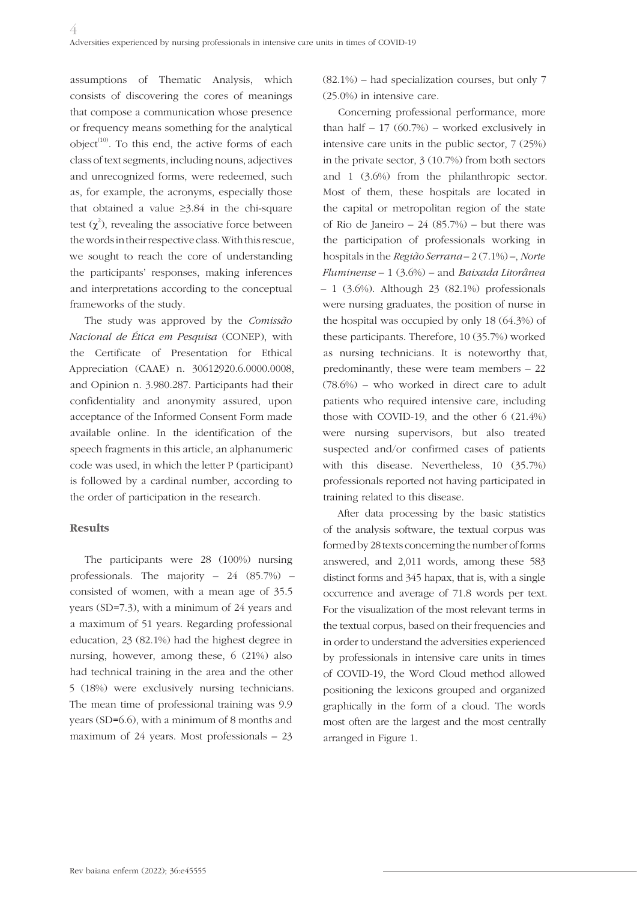assumptions of Thematic Analysis, which consists of discovering the cores of meanings that compose a communication whose presence or frequency means something for the analytical object[10]. To this end, the active forms of each class of text segments, including nouns, adjectives and unrecognized forms, were redeemed, such as, for example, the acronyms, especially those that obtained a value ≥3.84 in the chi-square test ($\chi^2$), revealing the associative force between the words in their respective class. With this rescue, we sought to reach the core of understanding the participants' responses, making inferences and interpretations according to the conceptual frameworks of the study.

The study was approved by the *Comissão Nacional de Ética em Pesquisa* (CONEP), with the Certificate of Presentation for Ethical Appreciation (CAAE) n. 30612920.6.0000.0008, and Opinion n. 3.980.287. Participants had their confidentiality and anonymity assured, upon acceptance of the Informed Consent Form made available online. In the identification of the speech fragments in this article, an alphanumeric code was used, in which the letter P (participant) is followed by a cardinal number, according to the order of participation in the research.

## Results

The participants were 28 (100%) nursing professionals. The majority – 24 (85.7%) – consisted of women, with a mean age of 35.5 years (SD=7.3), with a minimum of 24 years and a maximum of 51 years. Regarding professional education, 23 (82.1%) had the highest degree in nursing, however, among these, 6 (21%) also had technical training in the area and the other 5 (18%) were exclusively nursing technicians. The mean time of professional training was 9.9 years (SD=6.6), with a minimum of 8 months and maximum of 24 years. Most professionals – 23 (82.1%) – had specialization courses, but only 7 (25.0%) in intensive care.

Concerning professional performance, more than half – 17 (60.7%) – worked exclusively in intensive care units in the public sector, 7 (25%) in the private sector, 3 (10.7%) from both sectors and 1 (3.6%) from the philanthropic sector. Most of them, these hospitals are located in the capital or metropolitan region of the state of Rio de Janeiro – 24 (85.7%) – but there was the participation of professionals working in hospitals in the *Região Serrana* – 2 (7.1%) –, *Norte Fluminense* – 1 (3.6%) – and *Baixada Litorânea* – 1 (3.6%). Although 23 (82.1%) professionals were nursing graduates, the position of nurse in the hospital was occupied by only 18 (64.3%) of these participants. Therefore, 10 (35.7%) worked as nursing technicians. It is noteworthy that, predominantly, these were team members – 22 (78.6%) – who worked in direct care to adult patients who required intensive care, including those with COVID-19, and the other 6 (21.4%) were nursing supervisors, but also treated suspected and/or confirmed cases of patients with this disease. Nevertheless, 10 (35.7%) professionals reported not having participated in training related to this disease.

After data processing by the basic statistics of the analysis software, the textual corpus was formed by 28 texts concerning the number of forms answered, and 2,011 words, among these 583 distinct forms and 345 hapax, that is, with a single occurrence and average of 71.8 words per text. For the visualization of the most relevant terms in the textual corpus, based on their frequencies and in order to understand the adversities experienced by professionals in intensive care units in times of COVID-19, the Word Cloud method allowed positioning the lexicons grouped and organized graphically in the form of a cloud. The words most often are the largest and the most centrally arranged in Figure 1.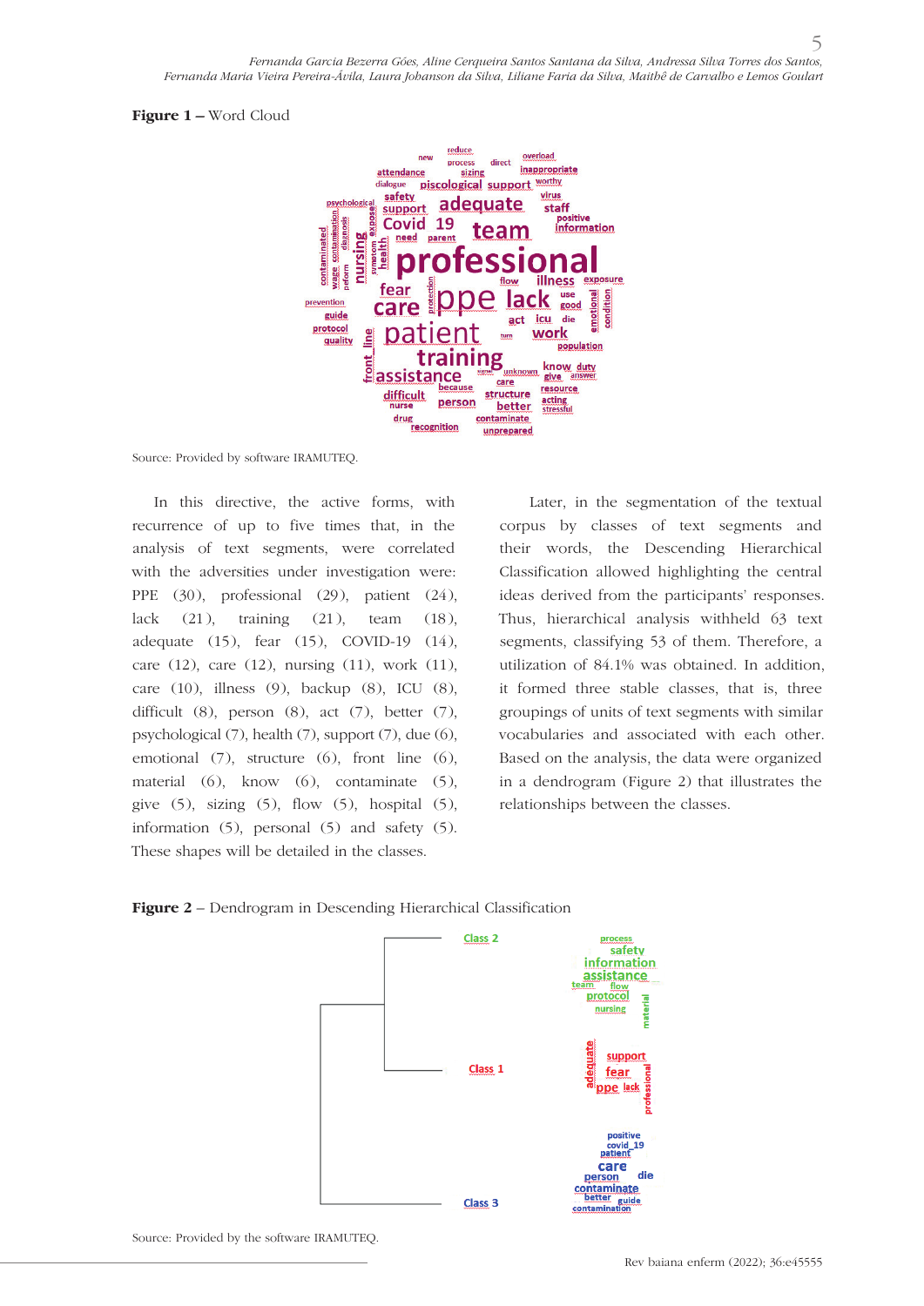**Figure 1 –** Word Cloud

Source: Provided by software IRAMUTEQ.

In this directive, the active forms, with recurrence of up to five times that, in the analysis of text segments, were correlated with the adversities under investigation were: PPE (30), professional (29), patient (24), lack (21), training (21), team (18), adequate (15), fear (15), COVID-19 (14), care (12), care (12), nursing (11), work (11), care (10), illness (9), backup (8), ICU (8), difficult (8), person (8), act (7), better (7), psychological (7), health (7), support (7), due (6), emotional (7), structure (6), front line (6), material (6), know (6), contaminate (5), give (5), sizing (5), flow (5), hospital (5), information (5), personal (5) and safety (5). These shapes will be detailed in the classes.

Later, in the segmentation of the textual corpus by classes of text segments and their words, the Descending Hierarchical Classification allowed highlighting the central ideas derived from the participants' responses. Thus, hierarchical analysis withheld 63 text segments, classifying 53 of them. Therefore, a utilization of 84.1% was obtained. In addition, it formed three stable classes, that is, three groupings of units of text segments with similar vocabularies and associated with each other. Based on the analysis, the data were organized in a dendrogram (Figure 2) that illustrates the relationships between the classes.

**Figure 2** – Dendrogram in Descending Hierarchical Classification

Source: Provided by the software IRAMUTEQ.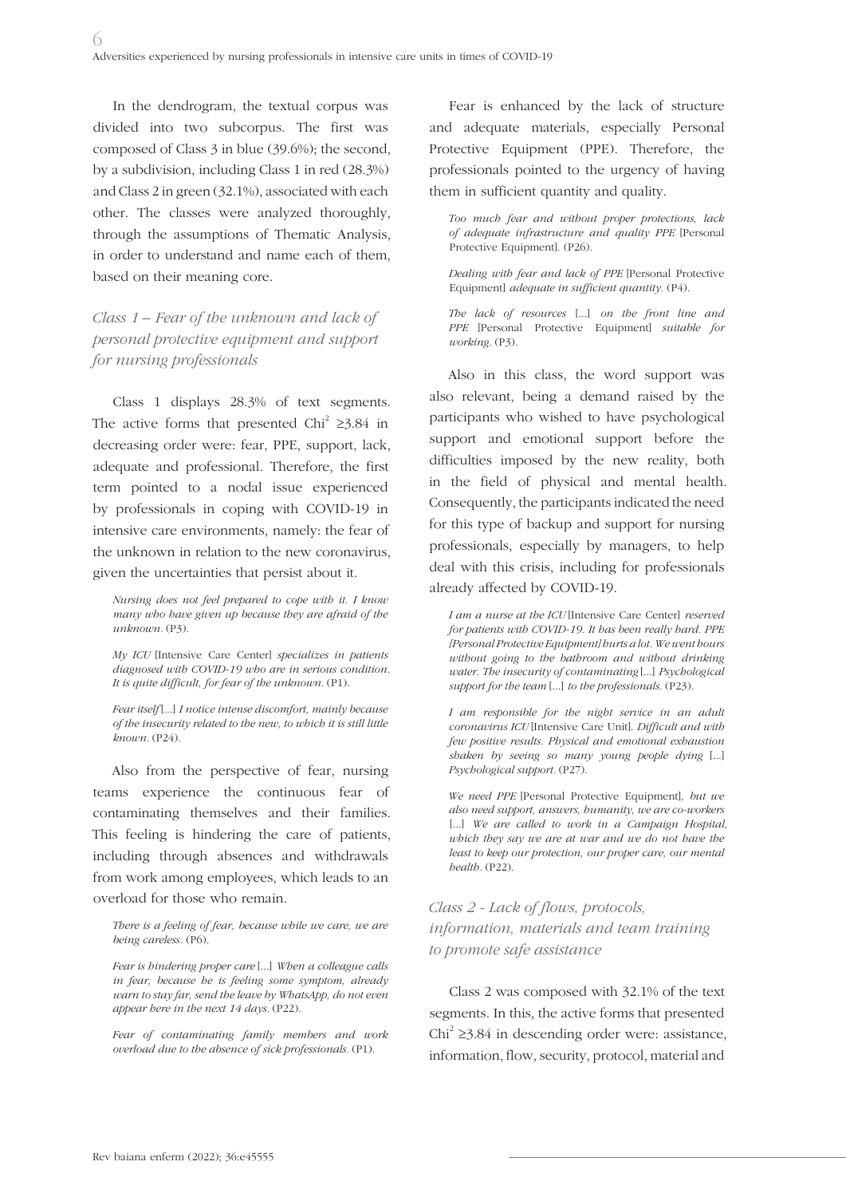In the dendrogram, the textual corpus was divided into two subcorpus. The first was composed of Class 3 in blue (39.6%); the second, by a subdivision, including Class 1 in red (28.3%) and Class 2 in green (32.1%), associated with each other. The classes were analyzed thoroughly, through the assumptions of Thematic Analysis, in order to understand and name each of them, based on their meaning core.

### *Class 1 – Fear of the unknown and lack of personal protective equipment and support for nursing professionals*

Class 1 displays 28.3% of text segments. The active forms that presented $Chi^2 \geq 3.84$ in decreasing order were: fear, PPE, support, lack, adequate and professional. Therefore, the first term pointed to a nodal issue experienced by professionals in coping with COVID-19 in intensive care environments, namely: the fear of the unknown in relation to the new coronavirus, given the uncertainties that persist about it.

> *Nursing does not feel prepared to cope with it. I know many who have given up because they are afraid of the unknown.* (P3).
>
> *My ICU* [Intensive Care Center] *specializes in patients diagnosed with COVID-19 who are in serious condition. It is quite difficult, for fear of the unknown.* (P1).
>
> *Fear itself* [...] *I notice intense discomfort, mainly because of the insecurity related to the new, to which it is still little known.* (P24).

Also from the perspective of fear, nursing teams experience the continuous fear of contaminating themselves and their families. This feeling is hindering the care of patients, including through absences and withdrawals from work among employees, which leads to an overload for those who remain.

> *There is a feeling of fear, because while we care, we are being careless.* (P6).
>
> *Fear is hindering proper care* [...] *When a colleague calls in fear, because he is feeling some symptom, already warn to stay far, send the leave by WhatsApp, do not even appear here in the next 14 days.* (P22).
>
> *Fear of contaminating family members and work overload due to the absence of sick professionals.* (P1).

Fear is enhanced by the lack of structure and adequate materials, especially Personal Protective Equipment (PPE). Therefore, the professionals pointed to the urgency of having them in sufficient quantity and quality.

> *Too much fear and without proper protections, lack of adequate infrastructure and quality PPE* [Personal Protective Equipment]. (P26).
>
> *Dealing with fear and lack of PPE* [Personal Protective Equipment] *adequate in sufficient quantity.* (P4).
>
> *The lack of resources* [...] *on the front line and PPE* [Personal Protective Equipment] *suitable for working.* (P3).

Also in this class, the word support was also relevant, being a demand raised by the participants who wished to have psychological support and emotional support before the difficulties imposed by the new reality, both in the field of physical and mental health. Consequently, the participants indicated the need for this type of backup and support for nursing professionals, especially by managers, to help deal with this crisis, including for professionals already affected by COVID-19.

> *I am a nurse at the ICU* [Intensive Care Center] *reserved for patients with COVID-19. It has been really hard. PPE [Personal Protective Equipment] hurts a lot. We went hours without going to the bathroom and without drinking water. The insecurity of contaminating* [...] *Psychological support for the team* [...] *to the professionals.* (P23).
>
> *I am responsible for the night service in an adult coronavirus ICU* [Intensive Care Unit]. *Difficult and with few positive results. Physical and emotional exhaustion shaken by seeing so many young people dying* [...] *Psychological support.* (P27).
>
> *We need PPE* [Personal Protective Equipment]*, but we also need support, answers, humanity, we are co-workers* [...] *We are called to work in a Campaign Hospital, which they say we are at war and we do not have the least to keep our protection, our proper care, our mental health.* (P22).

### *Class 2 - Lack of flows, protocols, information, materials and team training to promote safe assistance*

Class 2 was composed with 32.1% of the text segments. In this, the active forms that presented $Chi^2 \geq 3.84$ in descending order were: assistance, information, flow, security, protocol, material and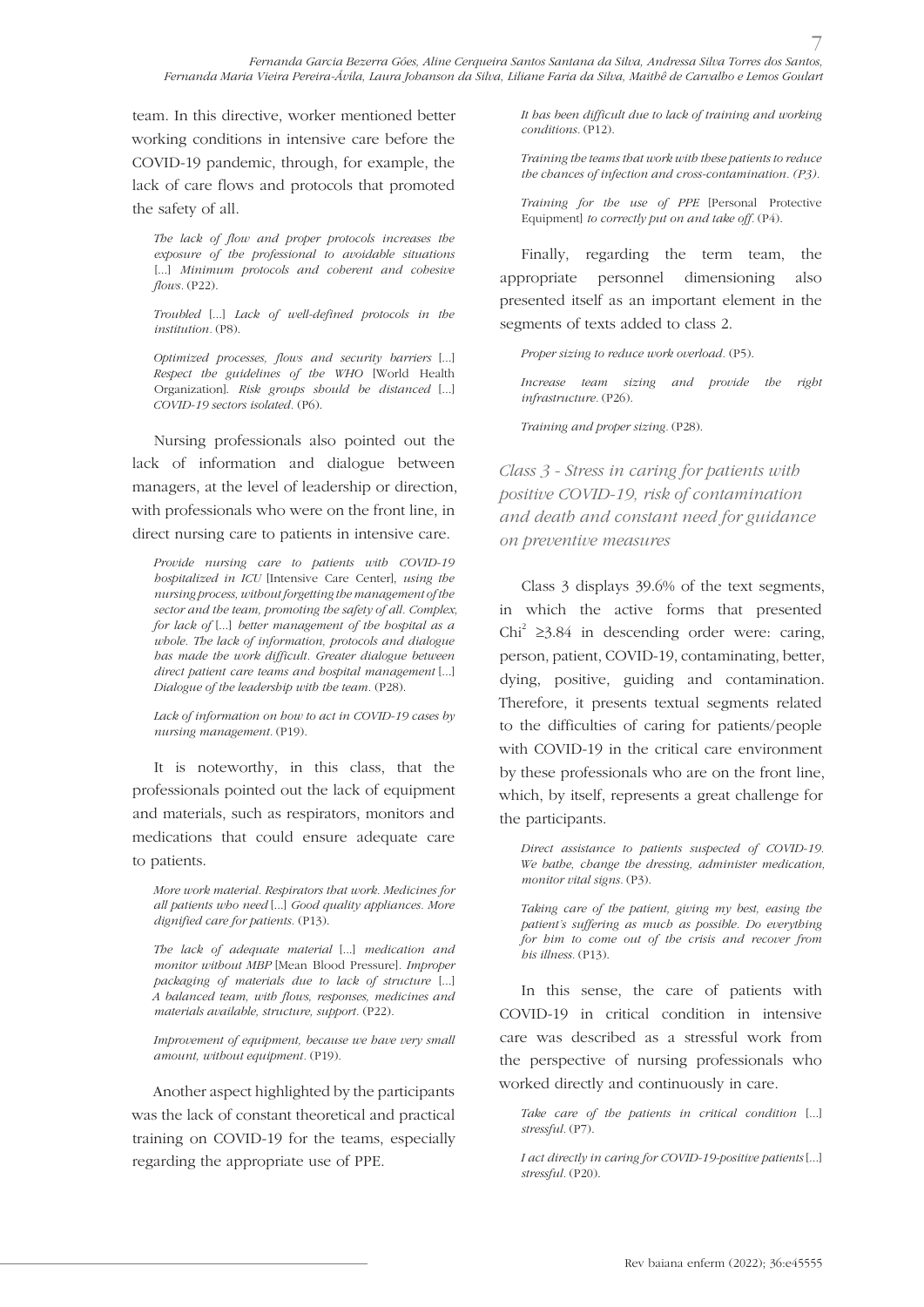team. In this directive, worker mentioned better working conditions in intensive care before the COVID-19 pandemic, through, for example, the lack of care flows and protocols that promoted the safety of all.

> *The lack of flow and proper protocols increases the exposure of the professional to avoidable situations* [...] *Minimum protocols and coherent and cohesive flows*. (P22).
>
> *Troubled* [...] *Lack of well-defined protocols in the institution*. (P8).
>
> *Optimized processes, flows and security barriers* [...] *Respect the guidelines of the WHO* [World Health Organization]. *Risk groups should be distanced* [...] *COVID-19 sectors isolated*. (P6).

Nursing professionals also pointed out the lack of information and dialogue between managers, at the level of leadership or direction, with professionals who were on the front line, in direct nursing care to patients in intensive care.

> *Provide nursing care to patients with COVID-19 hospitalized in ICU* [Intensive Care Center], *using the nursing process, without forgetting the management of the sector and the team, promoting the safety of all. Complex, for lack of* [...] *better management of the hospital as a whole. The lack of information, protocols and dialogue has made the work difficult. Greater dialogue between direct patient care teams and hospital management* [...] *Dialogue of the leadership with the team*. (P28).
>
> *Lack of information on how to act in COVID-19 cases by nursing management*. (P19).

It is noteworthy, in this class, that the professionals pointed out the lack of equipment and materials, such as respirators, monitors and medications that could ensure adequate care to patients.

> *More work material. Respirators that work. Medicines for all patients who need* [...] *Good quality appliances. More dignified care for patients*. (P13).
>
> *The lack of adequate material* [...] *medication and monitor without MBP* [Mean Blood Pressure]. *Improper packaging of materials due to lack of structure* [...] *A balanced team, with flows, responses, medicines and materials available, structure, support*. (P22).
>
> *Improvement of equipment, because we have very small amount, without equipment*. (P19).

Another aspect highlighted by the participants was the lack of constant theoretical and practical training on COVID-19 for the teams, especially regarding the appropriate use of PPE.

> *It has been difficult due to lack of training and working conditions*. (P12).
>
> *Training the teams that work with these patients to reduce the chances of infection and cross-contamination. (P3).*
>
> *Training for the use of PPE* [Personal Protective Equipment] *to correctly put on and take off*. (P4).

Finally, regarding the term team, the appropriate personnel dimensioning also presented itself as an important element in the segments of texts added to class 2.

> *Proper sizing to reduce work overload*. (P5).
>
> *Increase team sizing and provide the right infrastructure*. (P26).
>
> *Training and proper sizing*. (P28).

### *Class 3 - Stress in caring for patients with positive COVID-19, risk of contamination and death and constant need for guidance on preventive measures*

Class 3 displays 39.6% of the text segments, in which the active forms that presented $Chi^2 \geq 3.84$ in descending order were: caring, person, patient, COVID-19, contaminating, better, dying, positive, guiding and contamination. Therefore, it presents textual segments related to the difficulties of caring for patients/people with COVID-19 in the critical care environment by these professionals who are on the front line, which, by itself, represents a great challenge for the participants.

> *Direct assistance to patients suspected of COVID-19. We bathe, change the dressing, administer medication, monitor vital signs*. (P3).
>
> *Taking care of the patient, giving my best, easing the patient's suffering as much as possible. Do everything for him to come out of the crisis and recover from his illness*. (P13).

In this sense, the care of patients with COVID-19 in critical condition in intensive care was described as a stressful work from the perspective of nursing professionals who worked directly and continuously in care.

> *Take care of the patients in critical condition* [...] *stressful*. (P7).
>
> *I act directly in caring for COVID-19-positive patients* [...] *stressful*. (P20).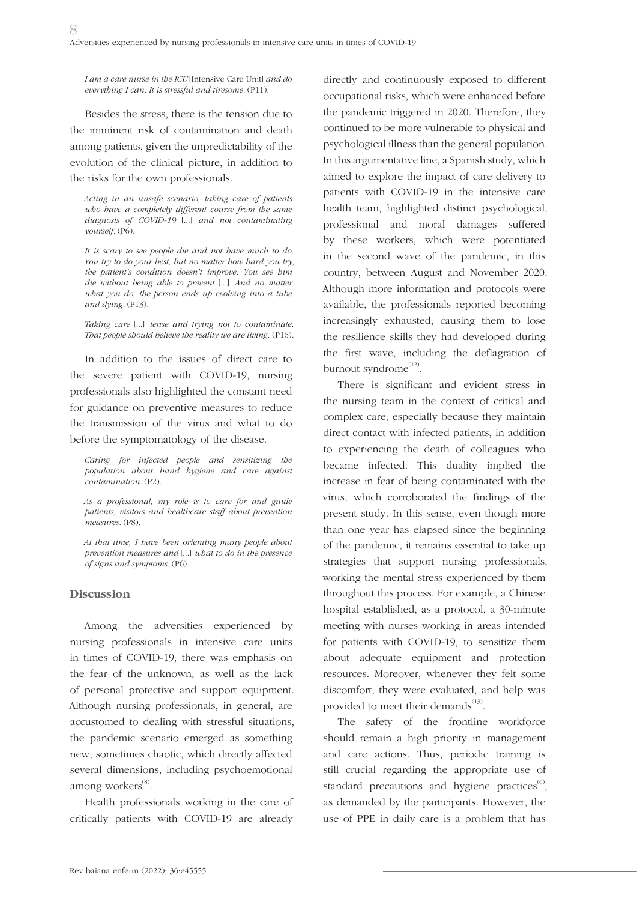*I am a care nurse in the ICU* [Intensive Care Unit] *and do everything I can. It is stressful and tiresome.* (P11).

Besides the stress, there is the tension due to the imminent risk of contamination and death among patients, given the unpredictability of the evolution of the clinical picture, in addition to the risks for the own professionals.

*Acting in an unsafe scenario, taking care of patients who have a completely different course from the same diagnosis of COVID-19* [...] *and not contaminating yourself.* (P6).

*It is scary to see people die and not have much to do. You try to do your best, but no matter how hard you try, the patient's condition doesn't improve. You see him die without being able to prevent* [...] *And no matter what you do, the person ends up evolving into a tube and dying.* (P13).

*Taking care* [...] *tense and trying not to contaminate. That people should believe the reality we are living.* (P16).

In addition to the issues of direct care to the severe patient with COVID-19, nursing professionals also highlighted the constant need for guidance on preventive measures to reduce the transmission of the virus and what to do before the symptomatology of the disease.

*Caring for infected people and sensitizing the population about hand hygiene and care against contamination.* (P2).

*As a professional, my role is to care for and guide patients, visitors and healthcare staff about prevention measures.* (P8).

*At that time, I have been orienting many people about prevention measures and* [...] *what to do in the presence of signs and symptoms.* (P6).

## Discussion

Among the adversities experienced by nursing professionals in intensive care units in times of COVID-19, there was emphasis on the fear of the unknown, as well as the lack of personal protective and support equipment. Although nursing professionals, in general, are accustomed to dealing with stressful situations, the pandemic scenario emerged as something new, sometimes chaotic, which directly affected several dimensions, including psychoemotional among workers[8].

Health professionals working in the care of critically patients with COVID-19 are already directly and continuously exposed to different occupational risks, which were enhanced before the pandemic triggered in 2020. Therefore, they continued to be more vulnerable to physical and psychological illness than the general population. In this argumentative line, a Spanish study, which aimed to explore the impact of care delivery to patients with COVID-19 in the intensive care health team, highlighted distinct psychological, professional and moral damages suffered by these workers, which were potentiated in the second wave of the pandemic, in this country, between August and November 2020. Although more information and protocols were available, the professionals reported becoming increasingly exhausted, causing them to lose the resilience skills they had developed during the first wave, including the deflagration of burnout syndrome[12].

There is significant and evident stress in the nursing team in the context of critical and complex care, especially because they maintain direct contact with infected patients, in addition to experiencing the death of colleagues who became infected. This duality implied the increase in fear of being contaminated with the virus, which corroborated the findings of the present study. In this sense, even though more than one year has elapsed since the beginning of the pandemic, it remains essential to take up strategies that support nursing professionals, working the mental stress experienced by them throughout this process. For example, a Chinese hospital established, as a protocol, a 30-minute meeting with nurses working in areas intended for patients with COVID-19, to sensitize them about adequate equipment and protection resources. Moreover, whenever they felt some discomfort, they were evaluated, and help was provided to meet their demands[13].

The safety of the frontline workforce should remain a high priority in management and care actions. Thus, periodic training is still crucial regarding the appropriate use of standard precautions and hygiene practices[6], as demanded by the participants. However, the use of PPE in daily care is a problem that has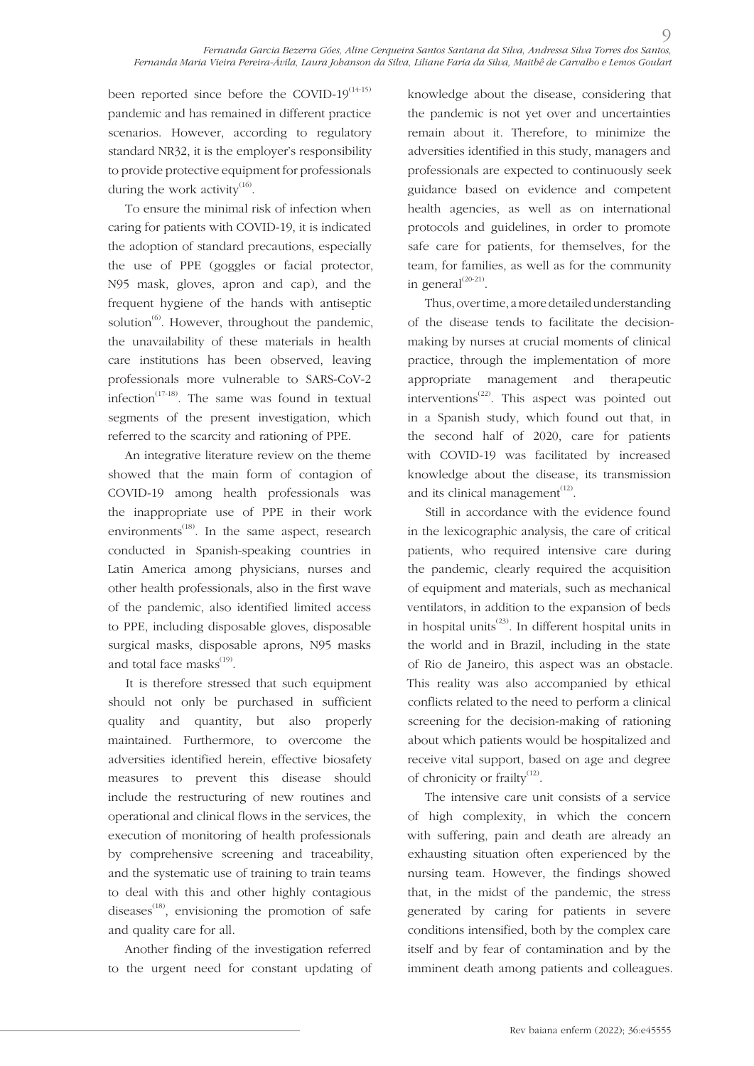been reported since before the COVID-19[14-15] pandemic and has remained in different practice scenarios. However, according to regulatory standard NR32, it is the employer's responsibility to provide protective equipment for professionals during the work activity[16].

To ensure the minimal risk of infection when caring for patients with COVID-19, it is indicated the adoption of standard precautions, especially the use of PPE (goggles or facial protector, N95 mask, gloves, apron and cap), and the frequent hygiene of the hands with antiseptic solution[6]. However, throughout the pandemic, the unavailability of these materials in health care institutions has been observed, leaving professionals more vulnerable to SARS-CoV-2 infection[17-18]. The same was found in textual segments of the present investigation, which referred to the scarcity and rationing of PPE.

An integrative literature review on the theme showed that the main form of contagion of COVID-19 among health professionals was the inappropriate use of PPE in their work environments[18]. In the same aspect, research conducted in Spanish-speaking countries in Latin America among physicians, nurses and other health professionals, also in the first wave of the pandemic, also identified limited access to PPE, including disposable gloves, disposable surgical masks, disposable aprons, N95 masks and total face masks[19].

It is therefore stressed that such equipment should not only be purchased in sufficient quality and quantity, but also properly maintained. Furthermore, to overcome the adversities identified herein, effective biosafety measures to prevent this disease should include the restructuring of new routines and operational and clinical flows in the services, the execution of monitoring of health professionals by comprehensive screening and traceability, and the systematic use of training to train teams to deal with this and other highly contagious diseases[18], envisioning the promotion of safe and quality care for all.

Another finding of the investigation referred to the urgent need for constant updating of knowledge about the disease, considering that the pandemic is not yet over and uncertainties remain about it. Therefore, to minimize the adversities identified in this study, managers and professionals are expected to continuously seek guidance based on evidence and competent health agencies, as well as on international protocols and guidelines, in order to promote safe care for patients, for themselves, for the team, for families, as well as for the community in general[20-21].

Thus, over time, a more detailed understanding of the disease tends to facilitate the decision-making by nurses at crucial moments of clinical practice, through the implementation of more appropriate management and therapeutic interventions[22]. This aspect was pointed out in a Spanish study, which found out that, in the second half of 2020, care for patients with COVID-19 was facilitated by increased knowledge about the disease, its transmission and its clinical management[12].

Still in accordance with the evidence found in the lexicographic analysis, the care of critical patients, who required intensive care during the pandemic, clearly required the acquisition of equipment and materials, such as mechanical ventilators, in addition to the expansion of beds in hospital units[23]. In different hospital units in the world and in Brazil, including in the state of Rio de Janeiro, this aspect was an obstacle. This reality was also accompanied by ethical conflicts related to the need to perform a clinical screening for the decision-making of rationing about which patients would be hospitalized and receive vital support, based on age and degree of chronicity or frailty[12].

The intensive care unit consists of a service of high complexity, in which the concern with suffering, pain and death are already an exhausting situation often experienced by the nursing team. However, the findings showed that, in the midst of the pandemic, the stress generated by caring for patients in severe conditions intensified, both by the complex care itself and by fear of contamination and by the imminent death among patients and colleagues.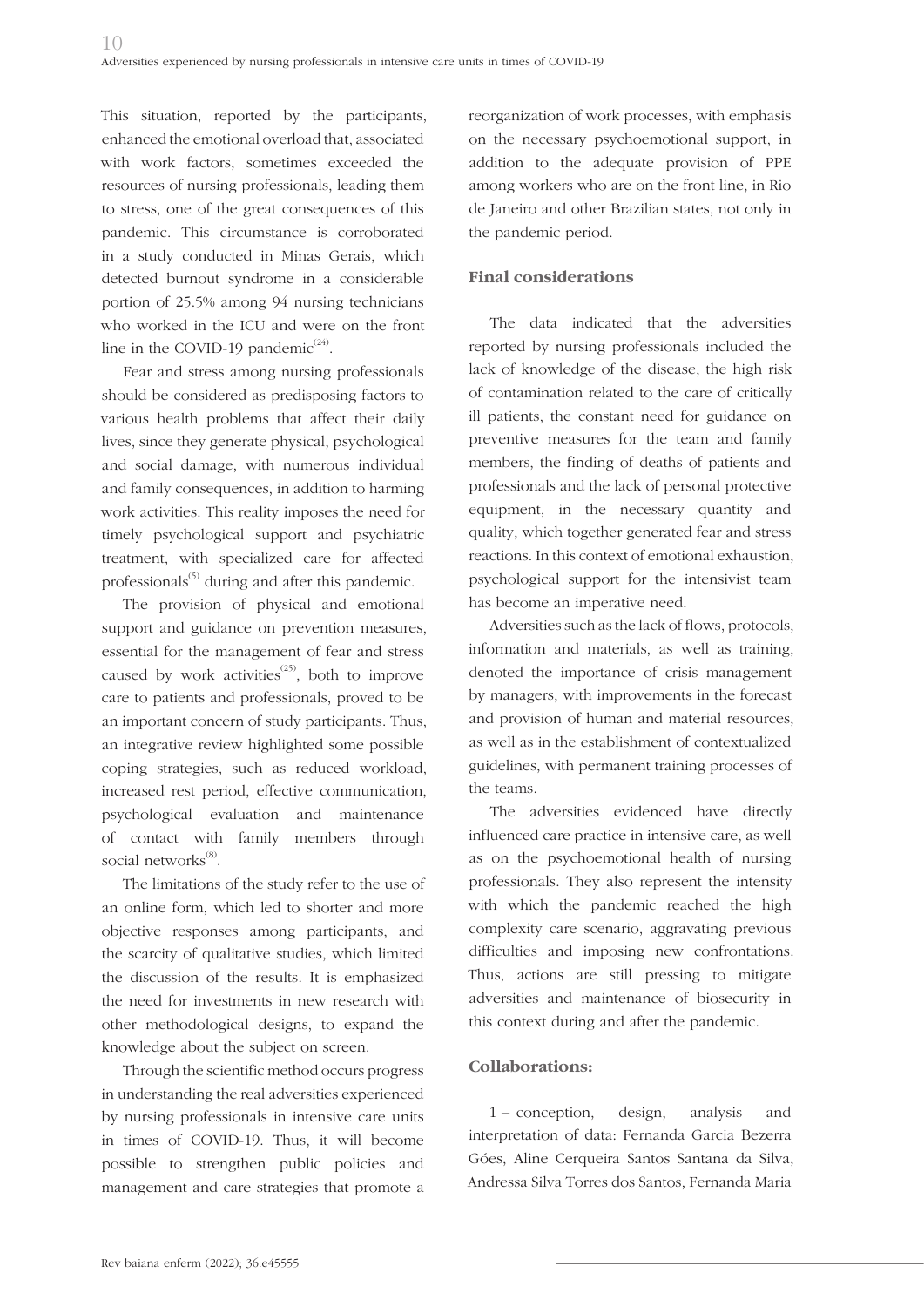This situation, reported by the participants, enhanced the emotional overload that, associated with work factors, sometimes exceeded the resources of nursing professionals, leading them to stress, one of the great consequences of this pandemic. This circumstance is corroborated in a study conducted in Minas Gerais, which detected burnout syndrome in a considerable portion of 25.5% among 94 nursing technicians who worked in the ICU and were on the front line in the COVID-19 pandemic[24].

Fear and stress among nursing professionals should be considered as predisposing factors to various health problems that affect their daily lives, since they generate physical, psychological and social damage, with numerous individual and family consequences, in addition to harming work activities. This reality imposes the need for timely psychological support and psychiatric treatment, with specialized care for affected professionals[5] during and after this pandemic.

The provision of physical and emotional support and guidance on prevention measures, essential for the management of fear and stress caused by work activities[25], both to improve care to patients and professionals, proved to be an important concern of study participants. Thus, an integrative review highlighted some possible coping strategies, such as reduced workload, increased rest period, effective communication, psychological evaluation and maintenance of contact with family members through social networks[8].

The limitations of the study refer to the use of an online form, which led to shorter and more objective responses among participants, and the scarcity of qualitative studies, which limited the discussion of the results. It is emphasized the need for investments in new research with other methodological designs, to expand the knowledge about the subject on screen.

Through the scientific method occurs progress in understanding the real adversities experienced by nursing professionals in intensive care units in times of COVID-19. Thus, it will become possible to strengthen public policies and management and care strategies that promote a reorganization of work processes, with emphasis on the necessary psychoemotional support, in addition to the adequate provision of PPE among workers who are on the front line, in Rio de Janeiro and other Brazilian states, not only in the pandemic period.

## Final considerations

The data indicated that the adversities reported by nursing professionals included the lack of knowledge of the disease, the high risk of contamination related to the care of critically ill patients, the constant need for guidance on preventive measures for the team and family members, the finding of deaths of patients and professionals and the lack of personal protective equipment, in the necessary quantity and quality, which together generated fear and stress reactions. In this context of emotional exhaustion, psychological support for the intensivist team has become an imperative need.

Adversities such as the lack of flows, protocols, information and materials, as well as training, denoted the importance of crisis management by managers, with improvements in the forecast and provision of human and material resources, as well as in the establishment of contextualized guidelines, with permanent training processes of the teams.

The adversities evidenced have directly influenced care practice in intensive care, as well as on the psychoemotional health of nursing professionals. They also represent the intensity with which the pandemic reached the high complexity care scenario, aggravating previous difficulties and imposing new confrontations. Thus, actions are still pressing to mitigate adversities and maintenance of biosecurity in this context during and after the pandemic.

## Collaborations:

1 – conception, design, analysis and interpretation of data: Fernanda Garcia Bezerra Góes, Aline Cerqueira Santos Santana da Silva, Andressa Silva Torres dos Santos, Fernanda Maria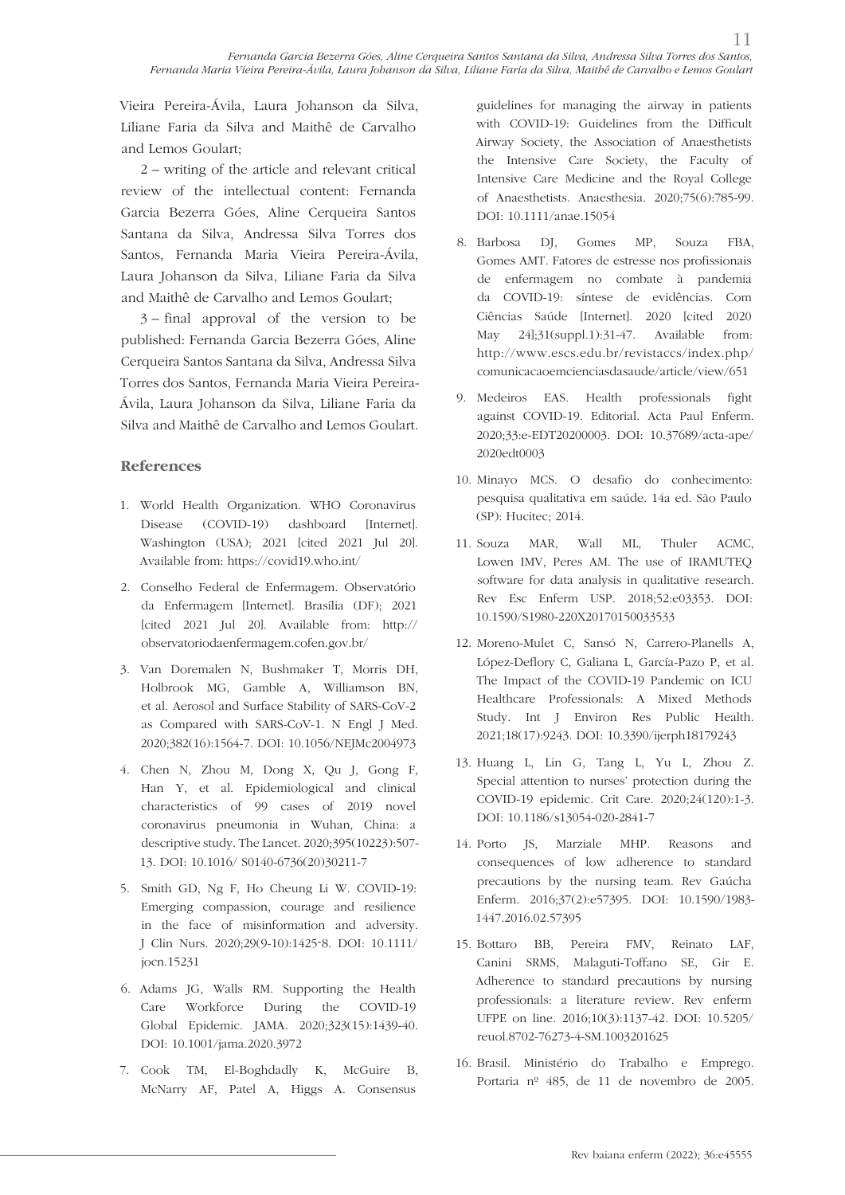Vieira Pereira-Ávila, Laura Johanson da Silva, Liliane Faria da Silva and Maithê de Carvalho and Lemos Goulart;

2 – writing of the article and relevant critical review of the intellectual content: Fernanda Garcia Bezerra Góes, Aline Cerqueira Santos Santana da Silva, Andressa Silva Torres dos Santos, Fernanda Maria Vieira Pereira-Ávila, Laura Johanson da Silva, Liliane Faria da Silva and Maithê de Carvalho and Lemos Goulart;

3 – final approval of the version to be published: Fernanda Garcia Bezerra Góes, Aline Cerqueira Santos Santana da Silva, Andressa Silva Torres dos Santos, Fernanda Maria Vieira Pereira-Ávila, Laura Johanson da Silva, Liliane Faria da Silva and Maithê de Carvalho and Lemos Goulart.

## References

1. World Health Organization. WHO Coronavirus Disease (COVID-19) dashboard [Internet]. Washington (USA); 2021 [cited 2021 Jul 20]. Available from: https://covid19.who.int/

2. Conselho Federal de Enfermagem. Observatório da Enfermagem [Internet]. Brasília (DF); 2021 [cited 2021 Jul 20]. Available from: http://observatoriodaenfermagem.cofen.gov.br/

3. Van Doremalen N, Bushmaker T, Morris DH, Holbrook MG, Gamble A, Williamson BN, et al. Aerosol and Surface Stability of SARS-CoV-2 as Compared with SARS-CoV-1. N Engl J Med. 2020;382(16):1564-7. DOI: 10.1056/NEJMc2004973

4. Chen N, Zhou M, Dong X, Qu J, Gong F, Han Y, et al. Epidemiological and clinical characteristics of 99 cases of 2019 novel coronavirus pneumonia in Wuhan, China: a descriptive study. The Lancet. 2020;395(10223):507-13. DOI: 10.1016/ S0140-6736(20)30211-7

5. Smith GD, Ng F, Ho Cheung Li W. COVID-19: Emerging compassion, courage and resilience in the face of misinformation and adversity. J Clin Nurs. 2020;29(9-10):1425-8. DOI: 10.1111/jocn.15231

6. Adams JG, Walls RM. Supporting the Health Care Workforce During the COVID-19 Global Epidemic. JAMA. 2020;323(15):1439-40. DOI: 10.1001/jama.2020.3972

7. Cook TM, El-Boghdadly K, McGuire B, McNarry AF, Patel A, Higgs A. Consensus guidelines for managing the airway in patients with COVID-19: Guidelines from the Difficult Airway Society, the Association of Anaesthetists the Intensive Care Society, the Faculty of Intensive Care Medicine and the Royal College of Anaesthetists. Anaesthesia. 2020;75(6):785-99. DOI: 10.1111/anae.15054

8. Barbosa DJ, Gomes MP, Souza FBA, Gomes AMT. Fatores de estresse nos profissionais de enfermagem no combate à pandemia da COVID-19: síntese de evidências. Com Ciências Saúde [Internet]. 2020 [cited 2020 May 24];31(suppl.1):31-47. Available from: http://www.escs.edu.br/revistaccs/index.php/comunicacaoemcienciasdasaude/article/view/651

9. Medeiros EAS. Health professionals fight against COVID-19. Editorial. Acta Paul Enferm. 2020;33:e-EDT20200003. DOI: 10.37689/acta-ape/2020edt0003

10. Minayo MCS. O desafio do conhecimento: pesquisa qualitativa em saúde. 14a ed. São Paulo (SP): Hucitec; 2014.

11. Souza MAR, Wall ML, Thuler ACMC, Lowen IMV, Peres AM. The use of IRAMUTEQ software for data analysis in qualitative research. Rev Esc Enferm USP. 2018;52:e03353. DOI: 10.1590/S1980-220X20170150033533

12. Moreno-Mulet C, Sansó N, Carrero-Planells A, López-Deflory C, Galiana L, García-Pazo P, et al. The Impact of the COVID-19 Pandemic on ICU Healthcare Professionals: A Mixed Methods Study. Int J Environ Res Public Health. 2021;18(17):9243. DOI: 10.3390/ijerph18179243

13. Huang L, Lin G, Tang L, Yu L, Zhou Z. Special attention to nurses' protection during the COVID-19 epidemic. Crit Care. 2020;24(120):1-3. DOI: 10.1186/s13054-020-2841-7

14. Porto JS, Marziale MHP. Reasons and consequences of low adherence to standard precautions by the nursing team. Rev Gaúcha Enferm. 2016;37(2):e57395. DOI: 10.1590/1983-1447.2016.02.57395

15. Bottaro BB, Pereira FMV, Reinato LAF, Canini SRMS, Malaguti-Toffano SE, Gir E. Adherence to standard precautions by nursing professionals: a literature review. Rev enferm UFPE on line. 2016;10(3):1137-42. DOI: 10.5205/reuol.8702-76273-4-SM.1003201625

16. Brasil. Ministério do Trabalho e Emprego. Portaria nº 485, de 11 de novembro de 2005.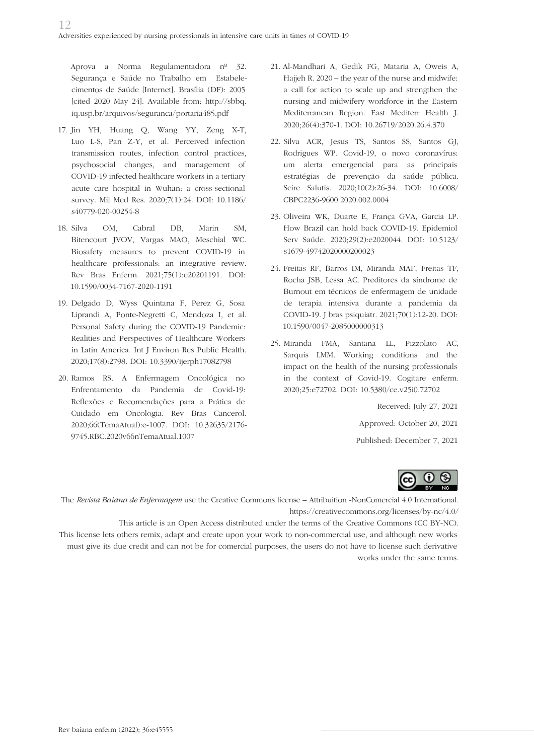Aprova a Norma Regulamentadora nº 32. Segurança e Saúde no Trabalho em Estabelecimentos de Saúde [Internet]. Brasília (DF): 2005 [cited 2020 May 24]. Available from: http://sbbq.iq.usp.br/arquivos/seguranca/portaria485.pdf

17. Jin YH, Huang Q, Wang YY, Zeng X-T, Luo L-S, Pan Z-Y, et al. Perceived infection transmission routes, infection control practices, psychosocial changes, and management of COVID-19 infected healthcare workers in a tertiary acute care hospital in Wuhan: a cross-sectional survey. Mil Med Res. 2020;7(1):24. DOI: 10.1186/s40779-020-00254-8

18. Silva OM, Cabral DB, Marin SM, Bitencourt JVOV, Vargas MAO, Meschial WC. Biosafety measures to prevent COVID-19 in healthcare professionals: an integrative review. Rev Bras Enferm. 2021;75(1):e20201191. DOI: 10.1590/0034-7167-2020-1191

19. Delgado D, Wyss Quintana F, Perez G, Sosa Liprandi A, Ponte-Negretti C, Mendoza I, et al. Personal Safety during the COVID-19 Pandemic: Realities and Perspectives of Healthcare Workers in Latin America. Int J Environ Res Public Health. 2020;17(8):2798. DOI: 10.3390/ijerph17082798

20. Ramos RS. A Enfermagem Oncológica no Enfrentamento da Pandemia de Covid-19: Reflexões e Recomendações para a Prática de Cuidado em Oncologia. Rev Bras Cancerol. 2020;66(TemaAtual):e-1007. DOI: 10.32635/2176-9745.RBC.2020v66nTemaAtual.1007

21. Al-Mandhari A, Gedik FG, Mataria A, Oweis A, Hajjeh R. 2020 – the year of the nurse and midwife: a call for action to scale up and strengthen the nursing and midwifery workforce in the Eastern Mediterranean Region. East Mediterr Health J. 2020;26(4):370-1. DOI: 10.26719/2020.26.4.370

22. Silva ACR, Jesus TS, Santos SS, Santos GJ, Rodrigues WP. Covid-19, o novo coronavírus: um alerta emergencial para as principais estratégias de prevenção da saúde pública. Scire Salutis. 2020;10(2):26-34. DOI: 10.6008/CBPC2236-9600.2020.002.0004

23. Oliveira WK, Duarte E, França GVA, Garcia LP. How Brazil can hold back COVID-19. Epidemiol Serv Saúde. 2020;29(2):e2020044. DOI: 10.5123/s1679-49742020000200023

24. Freitas RF, Barros IM, Miranda MAF, Freitas TF, Rocha JSB, Lessa AC. Preditores da síndrome de Burnout em técnicos de enfermagem de unidade de terapia intensiva durante a pandemia da COVID-19. J bras psiquiatr. 2021;70(1):12-20. DOI: 10.1590/0047-2085000000313

25. Miranda FMA, Santana LL, Pizzolato AC, Sarquis LMM. Working conditions and the impact on the health of the nursing professionals in the context of Covid-19. Cogitare enferm. 2020;25:e72702. DOI: 10.5380/ce.v25i0.72702

Received: July 27, 2021

Approved: October 20, 2021

Published: December 7, 2021

The *Revista Baiana de Enfermagem* use the Creative Commons license – Attribuition -NonComercial 4.0 International. https://creativecommons.org/licenses/by-nc/4.0/

This article is an Open Access distributed under the terms of the Creative Commons (CC BY-NC).
This license lets others remix, adapt and create upon your work to non-commercial use, and although new works must give its due credit and can not be for comercial purposes, the users do not have to license such derivative works under the same terms.